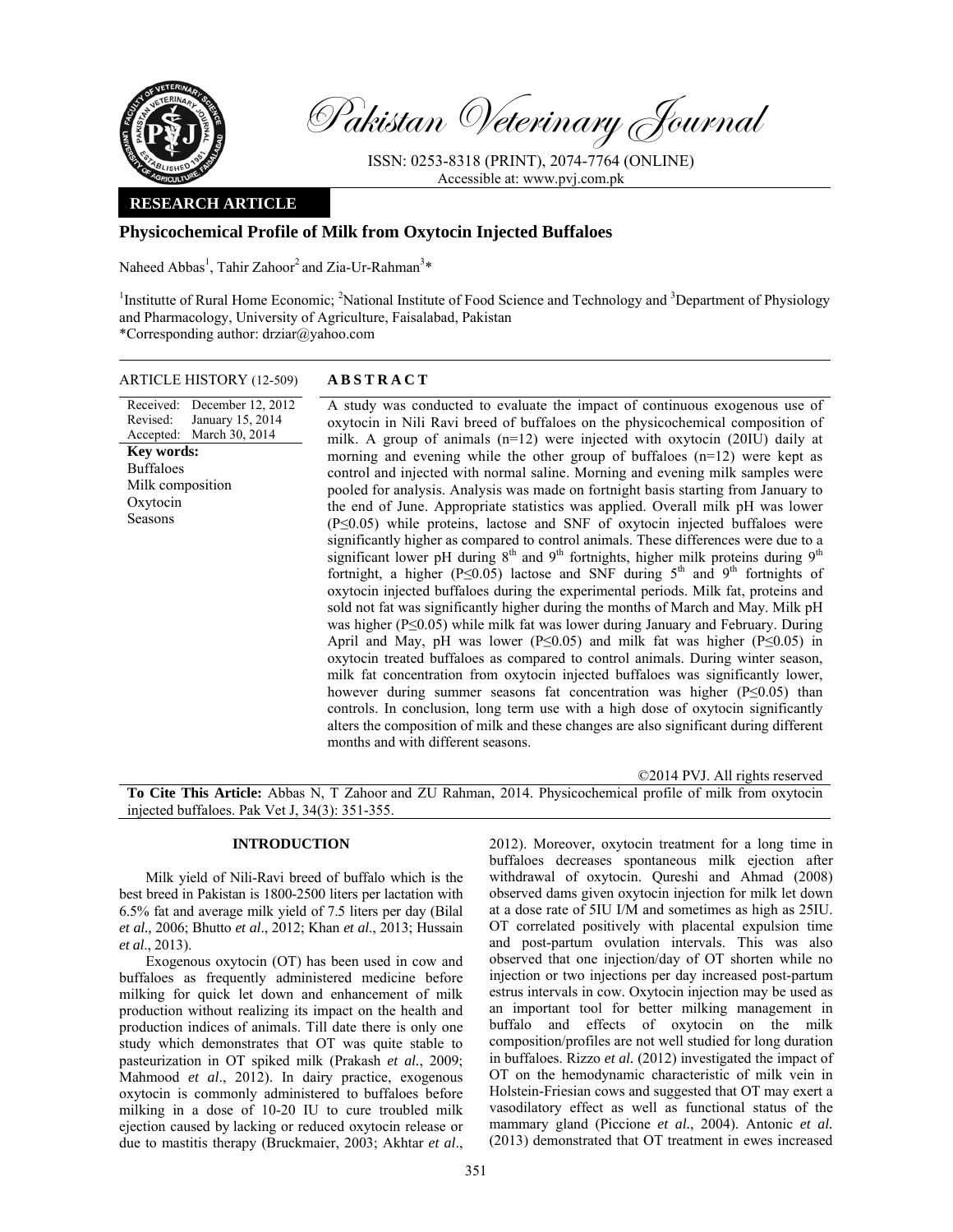Pakistan Veterinary Journal

ISSN: 0253-8318 (PRINT), 2074-7764 (ONLINE)
Accessible at: www.pvj.com.pk

**RESEARCH ARTICLE**

# Physicochemical Profile of Milk from Oxytocin Injected Buffaloes

Naheed Abbas[1], Tahir Zahoor[2] and Zia-Ur-Rahman[3]*

[1]Institutte of Rural Home Economic; [2]National Institute of Food Science and Technology and [3]Department of Physiology and Pharmacology, University of Agriculture, Faisalabad, Pakistan
*Corresponding author: drziar@yahoo.com

ARTICLE HISTORY (12-509)

Received: December 12, 2012
Revised: January 15, 2014
Accepted: March 30, 2014

**Key words:**
Buffaloes
Milk composition
Oxytocin
Seasons

## ABSTRACT

A study was conducted to evaluate the impact of continuous exogenous use of oxytocin in Nili Ravi breed of buffaloes on the physicochemical composition of milk. A group of animals (n=12) were injected with oxytocin (20IU) daily at morning and evening while the other group of buffaloes (n=12) were kept as control and injected with normal saline. Morning and evening milk samples were pooled for analysis. Analysis was made on fortnight basis starting from January to the end of June. Appropriate statistics was applied. Overall milk pH was lower ($P\leq0.05$) while proteins, lactose and SNF of oxytocin injected buffaloes were significantly higher as compared to control animals. These differences were due to a significant lower pH during 8[th] and 9[th] fortnights, higher milk proteins during 9[th] fortnight, a higher ($P\leq0.05$) lactose and SNF during 5[th] and 9[th] fortnights of oxytocin injected buffaloes during the experimental periods. Milk fat, proteins and sold not fat was significantly higher during the months of March and May. Milk pH was higher ($P\leq0.05$) while milk fat was lower during January and February. During April and May, pH was lower ($P\leq0.05$) and milk fat was higher ($P\leq0.05$) in oxytocin treated buffaloes as compared to control animals. During winter season, milk fat concentration from oxytocin injected buffaloes was significantly lower, however during summer seasons fat concentration was higher ($P\leq0.05$) than controls. In conclusion, long term use with a high dose of oxytocin significantly alters the composition of milk and these changes are also significant during different months and with different seasons.

©2014 PVJ. All rights reserved

**To Cite This Article:** Abbas N, T Zahoor and ZU Rahman, 2014. Physicochemical profile of milk from oxytocin injected buffaloes. Pak Vet J, 34(3): 351-355.

## INTRODUCTION

Milk yield of Nili-Ravi breed of buffalo which is the best breed in Pakistan is 1800-2500 liters per lactation with 6.5% fat and average milk yield of 7.5 liters per day (Bilal *et al.,* 2006; Bhutto *et al*., 2012; Khan *et al*., 2013; Hussain *et al*., 2013).

Exogenous oxytocin (OT) has been used in cow and buffaloes as frequently administered medicine before milking for quick let down and enhancement of milk production without realizing its impact on the health and production indices of animals. Till date there is only one study which demonstrates that OT was quite stable to pasteurization in OT spiked milk (Prakash *et al.*, 2009; Mahmood *et al*., 2012). In dairy practice, exogenous oxytocin is commonly administered to buffaloes before milking in a dose of 10-20 IU to cure troubled milk ejection caused by lacking or reduced oxytocin release or due to mastitis therapy (Bruckmaier, 2003; Akhtar *et al*., 2012). Moreover, oxytocin treatment for a long time in buffaloes decreases spontaneous milk ejection after withdrawal of oxytocin. Qureshi and Ahmad (2008) observed dams given oxytocin injection for milk let down at a dose rate of 5IU I/M and sometimes as high as 25IU. OT correlated positively with placental expulsion time and post-partum ovulation intervals. This was also observed that one injection/day of OT shorten while no injection or two injections per day increased post-partum estrus intervals in cow. Oxytocin injection may be used as an important tool for better milking management in buffalo and effects of oxytocin on the milk composition/profiles are not well studied for long duration in buffaloes. Rizzo *et al.* (2012) investigated the impact of OT on the hemodynamic characteristic of milk vein in Holstein-Friesian cows and suggested that OT may exert a vasodilatory effect as well as functional status of the mammary gland (Piccione *et al.*, 2004). Antonic *et al.* (2013) demonstrated that OT treatment in ewes increased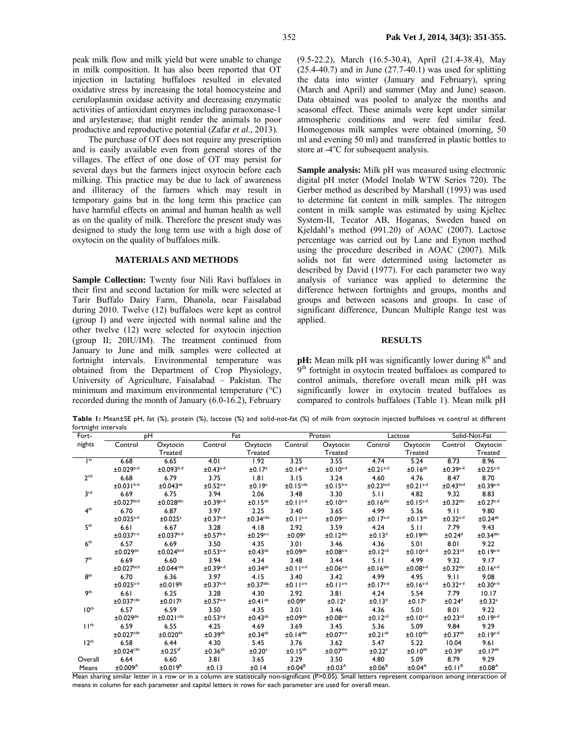peak milk flow and milk yield but were unable to change in milk composition. It has also been reported that OT injection in lactating buffaloes resulted in elevated oxidative stress by increasing the total homocysteine and ceruloplasmin oxidase activity and decreasing enzymatic activities of antioxidant enzymes including paraoxonase-1 and arylesterase; that might render the animals to poor productive and reproductive potential (Zafar *et al.,* 2013).

The purchase of OT does not require any prescription and is easily available even from general stores of the villages. The effect of one dose of OT may persist for several days but the farmers inject oxytocin before each milking. This practice may be due to lack of awareness and illiteracy of the farmers which may result in temporary gains but in the long term this practice can have harmful effects on animal and human health as well as on the quality of milk. Therefore the present study was designed to study the long term use with a high dose of oxytocin on the quality of buffaloes milk.

## MATERIALS AND METHODS

**Sample Collection:** Twenty four Nili Ravi buffaloes in their first and second lactation for milk were selected at Tarir Buffalo Dairy Farm, Dhanola, near Faisalabad during 2010. Twelve (12) buffaloes were kept as control (group I) and were injected with normal saline and the other twelve (12) were selected for oxytocin injection (group II; 20IU/IM). The treatment continued from January to June and milk samples were collected at fortnight intervals. Environmental temperature was obtained from the Department of Crop Physiology, University of Agriculture, Faisalabad – Pakistan. The minimum and maximum environmental temperature (°C) recorded during the month of January (6.0-16.2), February (9.5-22.2), March (16.5-30.4), April (21.4-38.4), May (25.4-40.7) and in June (27.7-40.1) was used for splitting the data into winter (January and February), spring (March and April) and summer (May and June) season. Data obtained was pooled to analyze the months and seasonal effect. These animals were kept under similar atmospheric conditions and were fed similar feed. Homogenous milk samples were obtained (morning, 50 ml and evening 50 ml) and transferred in plastic bottles to store at -4°C for subsequent analysis.

**Sample analysis:** Milk pH was measured using electronic digital pH meter (Model Inolab WTW Series 720). The Gerber method as described by Marshall (1993) was used to determine fat content in milk samples. The nitrogen content in milk sample was estimated by using Kjeltec System-II, Tecator AB, Hoganas, Sweden based on Kjeldahl's method (991.20) of AOAC (2007). Lactose percentage was carried out by Lane and Eynon method using the procedure described in AOAC (2007). Milk solids not fat were determined using lactometer as described by David (1977). For each parameter two way analysis of variance was applied to determine the difference between fortnights and groups, months and groups and between seasons and groups. In case of significant difference, Duncan Multiple Range test was applied.

## RESULTS

**pH:** Mean milk pH was significantly lower during 8th and 9th fortnight in oxytocin treated buffaloes as compared to control animals, therefore overall mean milk pH was significantly lower in oxytocin treated buffaloes as compared to controls buffaloes (Table 1). Mean milk pH

**Table 1:** Mean±SE pH, fat (%), protein (%), lactose (%) and solid-not-fat (%) of milk from oxytocin injected buffaloes vs control at different fortnight intervals

| Fort-nights | pH | | Fat | | Protein | | Lactose | | Solid-Not-Fat | |
|---|---|---|---|---|---|---|---|---|---|---|
| | Control | Oxytocin Treated | Control | Oxytocin Treated | Control | Oxytocin Treated | Control | Oxytocin Treated | Control | Oxytocin Treated |
| 1st | 6.68 ±0.029^b-d | 6.65 ±0.093^b-d | 4.01 ±0.43^a-d | 1.92 ±0.17^e | 3.25 ±0.14^b-e | 3.55 ±0.10^a-d | 4.74 ±0.21^a-d | 5.24 ±0.16^ab | 8.73 ±0.39^a-d | 8.96 ±0.25^a-d |
| 2nd | 6.68 ±0.031^b-d | 6.79 ±0.043^ab | 3.75 ±0.52^a-e | 1.81 ±0.19^e | 3.15 ±0.15^cde | 3.24 ±0.15^b-e | 4.60 ±0.23^bcd | 4.76 ±0.21^a-d | 8.47 ±0.43^bcd | 8.70 ±0.39^a-d |
| 3rd | 6.69 ±0.027^bcd | 6.75 ±0.028^abc | 3.94 ±0.39^a-d | 2.06 ±0.15^de | 3.48 ±0.11^a-d | 3.30 ±0.10^a-e | 5.11 ±0.16^abc | 4.82 ±0.15^a-d | 9.32 ±0.32^abc | 8.83 ±0.27^a-d |
| 4th | 6.70 ±0.025^a-d | 6.87 ±0.025^a | 3.97 ±0.37^a-d | 2.25 ±0.34^cde | 3.40 ±0.11^a-e | 3.65 ±0.09^a-c | 4.99 ±0.17^a-d | 5.36 ±0.13^ab | 9.11 ±0.32^a-d | 9.80 ±0.24^ab |
| 5th | 6.61 ±0.037^c-e | 6.67 ±0.037^b-d | 3.28 ±0.57^b-e | 4.18 ±0.29^a-c | 2.92 ±0.09^e | 3.59 ±0.12^abc | 4.24 ±0.13^d | 5.11 ±0.19^abc | 7.79 ±0.24^d | 9.43 ±0.34^abc |
| 6th | 6.57 ±0.029^de | 6.69 ±0.024^bcd | 3.50 ±0.53^a-e | 4.35 ±0.43^ab | 3.01 ±0.09^de | 3.46 ±0.08^a-e | 4.36 ±0.12^cd | 5.01 ±0.10^a-d | 8.01 ±0.23^cd | 9.22 ±0.19^a-d |
| 7th | 6.69 ±0.027^bcd | 6.60 ±0.044^cde | 3.94 ±0.39^a-d | 4.34 ±0.34^ab | 3.48 ±0.11^a-d | 3.44 ±0.06^a-e | 5.11 ±0.16^abc | 4.99 ±0.08^a-d | 9.32 ±0.32^abc | 9.17 ±0.16^a-d |
| 8th | 6.70 ±0.025^a-d | 6.36 ±0.019^fg | 3.97 ±0.37^a-d | 4.15 ±0.37^abc | 3.40 ±0.11^a-e | 3.42 ±0.11^a-e | 4.99 ±0.17^a-d | 4.95 ±0.16^a-d | 9.11 ±0.32^a-d | 9.08 ±0.30^a-d |
| 9th | 6.61 ±0.037^cde | 6.25 ±0.017^g | 3.28 ±0.57^a-e | 4.30 ±0.41^ab | 2.92 ±0.09^e | 3.81 ±0.12^a | 4.24 ±0.13^d | 5.54 ±0.17^a | 7.79 ±0.24^d | 10.17 ±0.32^a |
| 10th | 6.57 ±0.029^de | 6.59 ±0.021^cde | 3.50 ±0.53^a-g | 4.35 ±0.43^ab | 3.01 ±0.09^de | 3.46 ±0.08^a-e | 4.36 ±0.12^cd | 5.01 ±0.10^a-d | 8.01 ±0.23^cd | 9.22 ±0.19^a-d |
| 11th | 6.59 ±0.027^cde | 6.55 ±0.020^de | 4.25 ±0.39^ab | 4.69 ±0.34^ab | 3.69 ±0.14^abc | 3.45 ±0.07^a-e | 5.36 ±0.21^ab | 5.09 ±0.10^abc | 9.84 ±0.37^ab | 9.29 ±0.19^a-d |
| 12th | 6.58 ±0.024^cde | 6.44 ±0.25^ef | 4.30 ±0.36^ab | 5.45 ±0.20^a | 3.76 ±0.15^ab | 3.62 ±0.07^abc | 5.47 ±0.22^a | 5.22 ±0.10^ab | 10.04 ±0.39^a | 9.61 ±0.17^ab |
| Overall Means | 6.64 ±0.009^A | 6.60 ±0.019^B | 3.81 ±0.13 | 3.65 ±0.14 | 3.29 ±0.04^B | 3.50 ±0.03^A | 4.80 ±0.06^B | 5.09 ±0.04^A | 8.79 ±0.11^B | 9.29 ±0.08^A |

Mean sharing similar letter in a row or in a column are statistically non-significant (P>0.05). Small letters represent comparison among interaction of means in column for each parameter and capital letters in rows for each parameter are used for overall mean.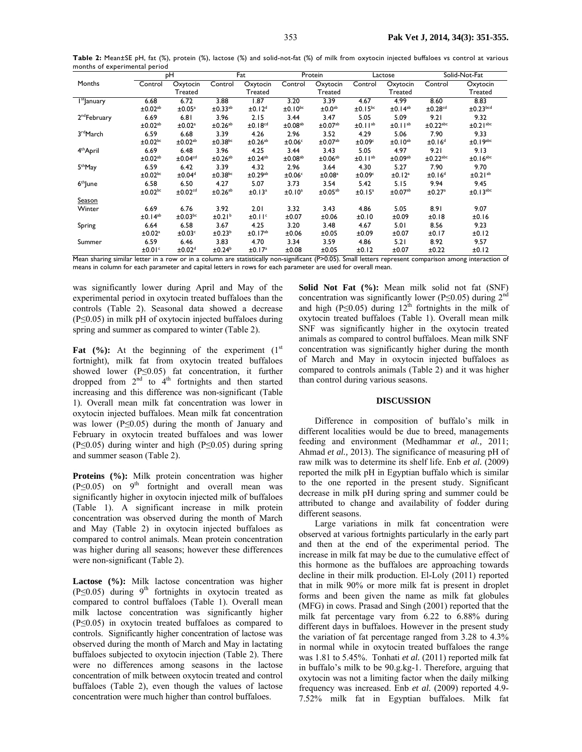**Table 2:** Mean±SE pH, fat (%), protein (%), lactose (%) and solid-not-fat (%) of milk from oxytocin injected buffaloes vs control at various months of experimental period

| Months | pH | | Fat | | Protein | | Lactose | | Solid-Not-Fat | |
|---|---|---|---|---|---|---|---|---|---|---|
| | Control | Oxytocin Treated | Control | Oxytocin Treated | Control | Oxytocin Treated | Control | Oxytocin Treated | Control | Oxytocin Treated |
| 1st January | 6.68 ±0.02ab | 6.72 ±0.05a | 3.88 ±0.33ab | 1.87 ±0.12d | 3.20 ±0.10bc | 3.39 ±0.0ab | 4.67 ±0.15bc | 4.99 ±0.14ab | 8.60 ±0.28cd | 8.83 ±0.23bcd |
| 2nd February | 6.69 ±0.02ab | 6.81 ±0.02a | 3.96 ±0.26ab | 2.15 ±0.18cd | 3.44 ±0.08ab | 3.47 ±0.07ab | 5.05 ±0.11ab | 5.09 ±0.11ab | 9.21 ±0.22abc | 9.32 ±0.21abc |
| 3rd March | 6.59 ±0.02bc | 6.68 ±0.02ab | 3.39 ±0.38bc | 4.26 ±0.26ab | 2.96 ±0.06c | 3.52 ±0.07ab | 4.29 ±0.09c | 5.06 ±0.10ab | 7.90 ±0.16d | 9.33 ±0.19abc |
| 4th April | 6.69 ±0.02ab | 6.48 ±0.04cd | 3.96 ±0.26ab | 4.25 ±0.24ab | 3.44 ±0.08ab | 3.43 ±0.06ab | 5.05 ±0.11ab | 4.97 ±0.09ab | 9.21 ±0.22abc | 9.13 ±0.16abc |
| 5th May | 6.59 ±0.02bc | 6.42 ±0.04d | 3.39 ±0.38bc | 4.32 ±0.29ab | 2.96 ±0.06c | 3.64 ±0.08a | 4.30 ±0.09c | 5.27 ±0.12a | 7.90 ±0.16d | 9.70 ±0.21ab |
| 6th June | 6.58 ±0.02bc | 6.50 ±0.02cd | 4.27 ±0.26ab | 5.07 ±0.13a | 3.73 ±0.10a | 3.54 ±0.05ab | 5.42 ±0.15a | 5.15 ±0.07ab | 9.94 ±0.27a | 9.45 ±0.13abc |
| Season | | | | | | | | | | |
| Winter | 6.69 ±0.14ab | 6.76 ±0.03bc | 3.92 ±0.21b | 2.01 ±0.11c | 3.32 ±0.07 | 3.43 ±0.06 | 4.86 ±0.10 | 5.05 ±0.09 | 8.91 ±0.18 | 9.07 ±0.16 |
| Spring | 6.64 ±0.02a | 6.58 ±0.03c | 3.67 ±0.23b | 4.25 ±0.17ab | 3.20 ±0.06 | 3.48 ±0.05 | 4.67 ±0.09 | 5.01 ±0.07 | 8.56 ±0.17 | 9.23 ±0.12 |
| Summer | 6.59 ±0.01c | 6.46 ±0.02d | 3.83 ±0.24b | 4.70 ±0.17a | 3.34 ±0.08 | 3.59 ±0.05 | 4.86 ±0.12 | 5.21 ±0.07 | 8.92 ±0.22 | 9.57 ±0.12 |

Mean sharing similar letter in a row or in a column are statistically non-significant (P>0.05). Small letters represent comparison among interaction of means in column for each parameter and capital letters in rows for each parameter are used for overall mean.

was significantly lower during April and May of the experimental period in oxytocin treated buffaloes than the controls (Table 2). Seasonal data showed a decrease (P≤0.05) in milk pH of oxytocin injected buffaloes during spring and summer as compared to winter (Table 2).

**Fat (%):** At the beginning of the experiment (1st fortnight), milk fat from oxytocin treated buffaloes showed lower (P≤0.05) fat concentration, it further dropped from 2nd to 4th fortnights and then started increasing and this difference was non-significant (Table 1). Overall mean milk fat concentration was lower in oxytocin injected buffaloes. Mean milk fat concentration was lower (P≤0.05) during the month of January and February in oxytocin treated buffaloes and was lower (P≤0.05) during winter and high (P≤0.05) during spring and summer season (Table 2).

**Proteins (%):** Milk protein concentration was higher (P≤0.05) on 9th fortnight and overall mean was significantly higher in oxytocin injected milk of buffaloes (Table 1). A significant increase in milk protein concentration was observed during the month of March and May (Table 2) in oxytocin injected buffaloes as compared to control animals. Mean protein concentration was higher during all seasons; however these differences were non-significant (Table 2).

**Lactose (%):** Milk lactose concentration was higher (P≤0.05) during 9th fortnights in oxytocin treated as compared to control buffaloes (Table 1). Overall mean milk lactose concentration was significantly higher (P≤0.05) in oxytocin treated buffaloes as compared to controls. Significantly higher concentration of lactose was observed during the month of March and May in lactating buffaloes subjected to oxytocin injection (Table 2). There were no differences among seasons in the lactose concentration of milk between oxytocin treated and control buffaloes (Table 2), even though the values of lactose concentration were much higher than control buffaloes.

**Solid Not Fat (%):** Mean milk solid not fat (SNF) concentration was significantly lower (P≤0.05) during 2nd and high (P≤0.05) during 12th fortnights in the milk of oxytocin treated buffaloes (Table 1). Overall mean milk SNF was significantly higher in the oxytocin treated animals as compared to control buffaloes. Mean milk SNF concentration was significantly higher during the month of March and May in oxytocin injected buffaloes as compared to controls animals (Table 2) and it was higher than control during various seasons.

## DISCUSSION

Difference in composition of buffalo's milk in different localities would be due to breed, managements feeding and environment (Medhammar *et al.,* 2011; Ahmad *et al.,* 2013). The significance of measuring pH of raw milk was to determine its shelf life. Enb *et al.* (2009) reported the milk pH in Egyptian buffalo which is similar to the one reported in the present study. Significant decrease in milk pH during spring and summer could be attributed to change and availability of fodder during different seasons.

Large variations in milk fat concentration were observed at various fortnights particularly in the early part and then at the end of the experimental period. The increase in milk fat may be due to the cumulative effect of this hormone as the buffaloes are approaching towards decline in their milk production. El-Loly (2011) reported that in milk 90% or more milk fat is present in droplet forms and been given the name as milk fat globules (MFG) in cows. Prasad and Singh (2001) reported that the milk fat percentage vary from 6.22 to 6.88% during different days in buffaloes. However in the present study the variation of fat percentage ranged from 3.28 to 4.3% in normal while in oxytocin treated buffaloes the range was 1.81 to 5.45%. Tonhati *et al.* (2011) reported milk fat in buffalo's milk to be 90.g.kg-1. Therefore, arguing that oxytocin was not a limiting factor when the daily milking frequency was increased. Enb *et al.* (2009) reported 4.9-7.52% milk fat in Egyptian buffaloes. Milk fat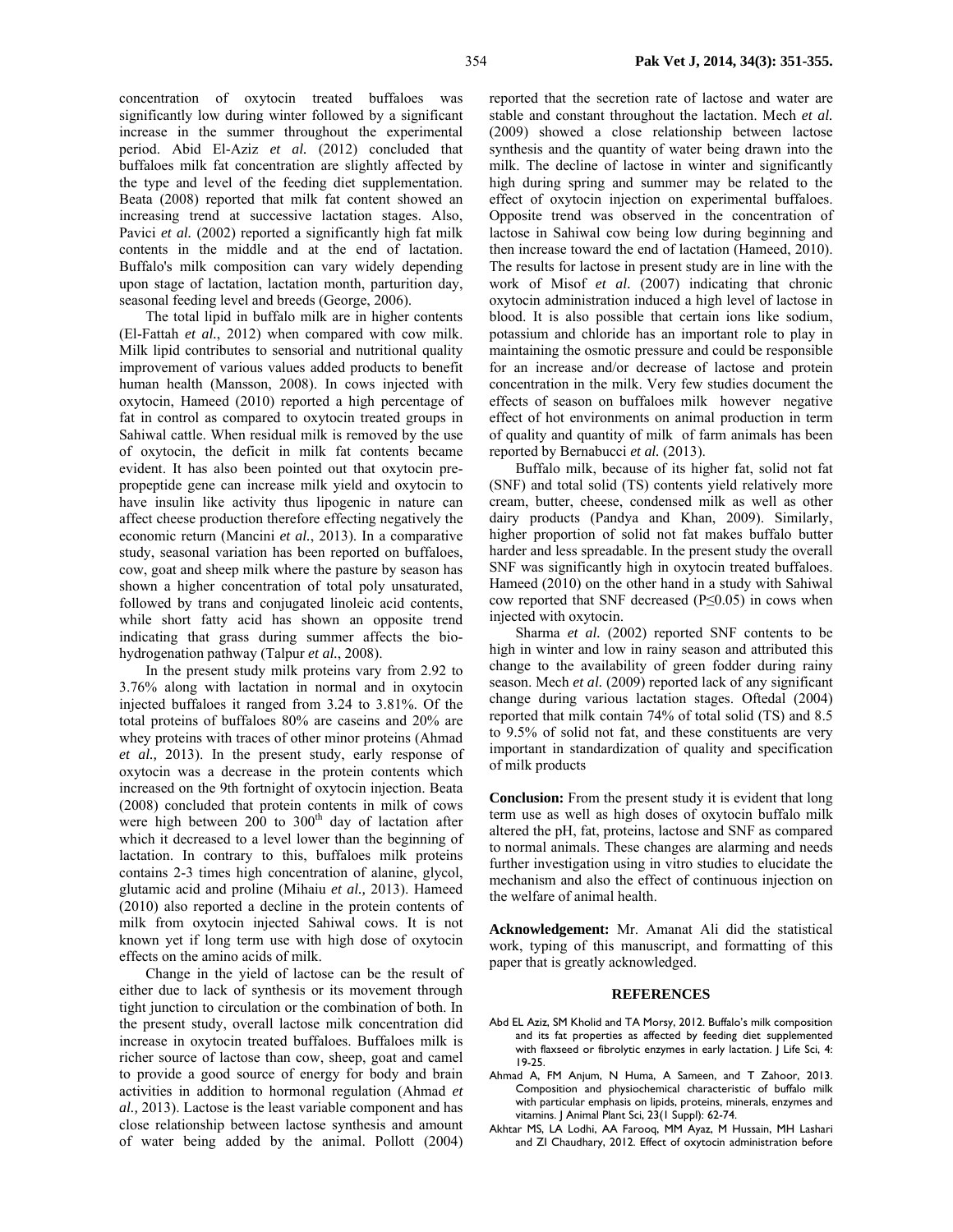concentration of oxytocin treated buffaloes was significantly low during winter followed by a significant increase in the summer throughout the experimental period. Abid El-Aziz *et al.* (2012) concluded that buffaloes milk fat concentration are slightly affected by the type and level of the feeding diet supplementation. Beata (2008) reported that milk fat content showed an increasing trend at successive lactation stages. Also, Pavici *et al.* (2002) reported a significantly high fat milk contents in the middle and at the end of lactation. Buffalo's milk composition can vary widely depending upon stage of lactation, lactation month, parturition day, seasonal feeding level and breeds (George, 2006).

The total lipid in buffalo milk are in higher contents (El-Fattah *et al.*, 2012) when compared with cow milk. Milk lipid contributes to sensorial and nutritional quality improvement of various values added products to benefit human health (Mansson, 2008). In cows injected with oxytocin, Hameed (2010) reported a high percentage of fat in control as compared to oxytocin treated groups in Sahiwal cattle. When residual milk is removed by the use of oxytocin, the deficit in milk fat contents became evident. It has also been pointed out that oxytocin pre-propeptide gene can increase milk yield and oxytocin to have insulin like activity thus lipogenic in nature can affect cheese production therefore effecting negatively the economic return (Mancini *et al.*, 2013). In a comparative study, seasonal variation has been reported on buffaloes, cow, goat and sheep milk where the pasture by season has shown a higher concentration of total poly unsaturated, followed by trans and conjugated linoleic acid contents, while short fatty acid has shown an opposite trend indicating that grass during summer affects the bio-hydrogenation pathway (Talpur *et al.*, 2008).

In the present study milk proteins vary from 2.92 to 3.76% along with lactation in normal and in oxytocin injected buffaloes it ranged from 3.24 to 3.81%. Of the total proteins of buffaloes 80% are caseins and 20% are whey proteins with traces of other minor proteins (Ahmad *et al.,* 2013). In the present study, early response of oxytocin was a decrease in the protein contents which increased on the 9th fortnight of oxytocin injection. Beata (2008) concluded that protein contents in milk of cows were high between 200 to 300$^{th}$ day of lactation after which it decreased to a level lower than the beginning of lactation. In contrary to this, buffaloes milk proteins contains 2-3 times high concentration of alanine, glycol, glutamic acid and proline (Mihaiu *et al.,* 2013). Hameed (2010) also reported a decline in the protein contents of milk from oxytocin injected Sahiwal cows. It is not known yet if long term use with high dose of oxytocin effects on the amino acids of milk.

Change in the yield of lactose can be the result of either due to lack of synthesis or its movement through tight junction to circulation or the combination of both. In the present study, overall lactose milk concentration did increase in oxytocin treated buffaloes. Buffaloes milk is richer source of lactose than cow, sheep, goat and camel to provide a good source of energy for body and brain activities in addition to hormonal regulation (Ahmad *et al.,* 2013). Lactose is the least variable component and has close relationship between lactose synthesis and amount of water being added by the animal. Pollott (2004) reported that the secretion rate of lactose and water are stable and constant throughout the lactation. Mech *et al.* (2009) showed a close relationship between lactose synthesis and the quantity of water being drawn into the milk. The decline of lactose in winter and significantly high during spring and summer may be related to the effect of oxytocin injection on experimental buffaloes. Opposite trend was observed in the concentration of lactose in Sahiwal cow being low during beginning and then increase toward the end of lactation (Hameed, 2010). The results for lactose in present study are in line with the work of Misof *et al.* (2007) indicating that chronic oxytocin administration induced a high level of lactose in blood. It is also possible that certain ions like sodium, potassium and chloride has an important role to play in maintaining the osmotic pressure and could be responsible for an increase and/or decrease of lactose and protein concentration in the milk. Very few studies document the effects of season on buffaloes milk however negative effect of hot environments on animal production in term of quality and quantity of milk of farm animals has been reported by Bernabucci *et al.* (2013).

Buffalo milk, because of its higher fat, solid not fat (SNF) and total solid (TS) contents yield relatively more cream, butter, cheese, condensed milk as well as other dairy products (Pandya and Khan, 2009). Similarly, higher proportion of solid not fat makes buffalo butter harder and less spreadable. In the present study the overall SNF was significantly high in oxytocin treated buffaloes. Hameed (2010) on the other hand in a study with Sahiwal cow reported that SNF decreased ($P \leq 0.05$) in cows when injected with oxytocin.

Sharma *et al.* (2002) reported SNF contents to be high in winter and low in rainy season and attributed this change to the availability of green fodder during rainy season. Mech *et al.* (2009) reported lack of any significant change during various lactation stages. Oftedal (2004) reported that milk contain 74% of total solid (TS) and 8.5 to 9.5% of solid not fat, and these constituents are very important in standardization of quality and specification of milk products

**Conclusion:** From the present study it is evident that long term use as well as high doses of oxytocin buffalo milk altered the pH, fat, proteins, lactose and SNF as compared to normal animals. These changes are alarming and needs further investigation using in vitro studies to elucidate the mechanism and also the effect of continuous injection on the welfare of animal health.

**Acknowledgement:** Mr. Amanat Ali did the statistical work, typing of this manuscript, and formatting of this paper that is greatly acknowledged.

## REFERENCES

Abd EL Aziz, SM Kholid and TA Morsy, 2012. Buffalo's milk composition and its fat properties as affected by feeding diet supplemented with flaxseed or fibrolytic enzymes in early lactation. J Life Sci, 4: 19-25.

Ahmad A, FM Anjum, N Huma, A Sameen, and T Zahoor, 2013. Composition and physiochemical characteristic of buffalo milk with particular emphasis on lipids, proteins, minerals, enzymes and vitamins. J Animal Plant Sci, 23(1 Suppl): 62-74.

Akhtar MS, LA Lodhi, AA Farooq, MM Ayaz, M Hussain, MH Lashari and ZI Chaudhary, 2012. Effect of oxytocin administration before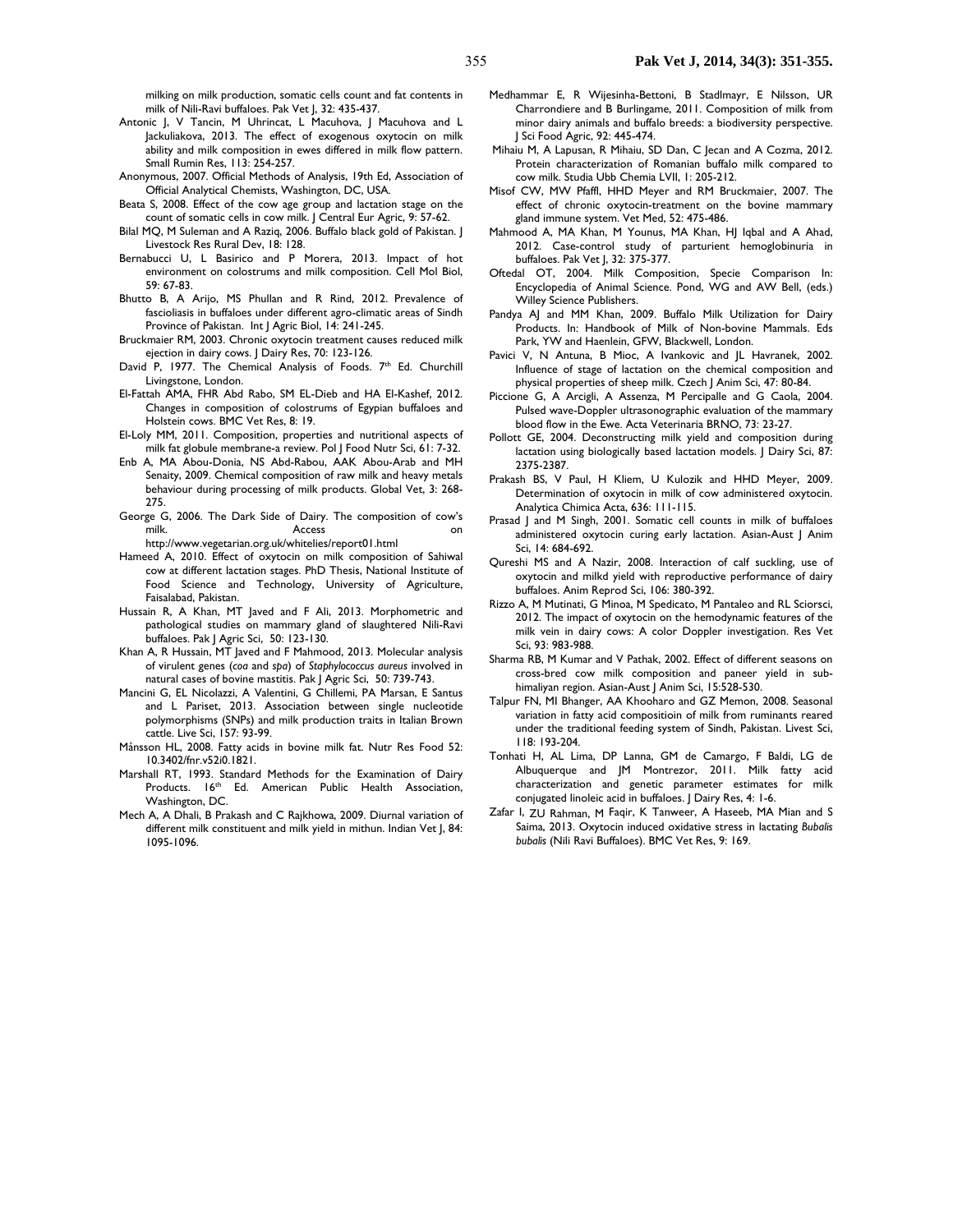milking on milk production, somatic cells count and fat contents in milk of Nili-Ravi buffaloes. Pak Vet J, 32: 435-437.

Antonic J, V Tancin, M Uhrincat, L Macuhova, J Macuhova and L Jackuliakova, 2013. The effect of exogenous oxytocin on milk ability and milk composition in ewes differed in milk flow pattern. Small Rumin Res, 113: 254-257.

Anonymous, 2007. Official Methods of Analysis, 19th Ed, Association of Official Analytical Chemists, Washington, DC, USA.

Beata S, 2008. Effect of the cow age group and lactation stage on the count of somatic cells in cow milk. J Central Eur Agric, 9: 57-62.

Bilal MQ, M Suleman and A Raziq, 2006. Buffalo black gold of Pakistan. J Livestock Res Rural Dev, 18: 128.

Bernabucci U, L Basirico and P Morera, 2013. Impact of hot environment on colostrums and milk composition. Cell Mol Biol, 59: 67-83.

Bhutto B, A Arijo, MS Phullan and R Rind, 2012. Prevalence of fascioliasis in buffaloes under different agro-climatic areas of Sindh Province of Pakistan. Int J Agric Biol, 14: 241-245.

Bruckmaier RM, 2003. Chronic oxytocin treatment causes reduced milk ejection in dairy cows. J Dairy Res, 70: 123-126.

David P, 1977. The Chemical Analysis of Foods. 7th Ed. Churchill Livingstone, London.

El-Fattah AMA, FHR Abd Rabo, SM EL-Dieb and HA El-Kashef, 2012. Changes in composition of colostrums of Egyptian buffaloes and Holstein cows. BMC Vet Res, 8: 19.

El-Loly MM, 2011. Composition, properties and nutritional aspects of milk fat globule membrane-a review. Pol J Food Nutr Sci, 61: 7-32.

Enb A, MA Abou-Donia, NS Abd-Rabou, AAK Abou-Arab and MH Senaity, 2009. Chemical composition of raw milk and heavy metals behaviour during processing of milk products. Global Vet, 3: 268-275.

George G, 2006. The Dark Side of Dairy. The composition of cow's milk. Access on http://www.vegetarian.org.uk/whitelies/report01.html

Hameed A, 2010. Effect of oxytocin on milk composition of Sahiwal cow at different lactation stages. PhD Thesis, National Institute of Food Science and Technology, University of Agriculture, Faisalabad, Pakistan.

Hussain R, A Khan, MT Javed and F Ali, 2013. Morphometric and pathological studies on mammary gland of slaughtered Nili-Ravi buffaloes. Pak J Agric Sci, 50: 123-130.

Khan A, R Hussain, MT Javed and F Mahmood, 2013. Molecular analysis of virulent genes (*coa* and *spa*) of *Staphylococcus aureus* involved in natural cases of bovine mastitis. Pak J Agric Sci, 50: 739-743.

Mancini G, EL Nicolazzi, A Valentini, G Chillemi, PA Marsan, E Santus and L Pariset, 2013. Association between single nucleotide polymorphisms (SNPs) and milk production traits in Italian Brown cattle. Live Sci, 157: 93-99.

Månsson HL, 2008. Fatty acids in bovine milk fat. Nutr Res Food 52: 10.3402/fnr.v52i0.1821.

Marshall RT, 1993. Standard Methods for the Examination of Dairy Products. 16th Ed. American Public Health Association, Washington, DC.

Mech A, A Dhali, B Prakash and C Rajkhowa, 2009. Diurnal variation of different milk constituent and milk yield in mithun. Indian Vet J, 84: 1095-1096.

Medhammar E, R Wijesinha-Bettoni, B Stadlmayr, E Nilsson, UR Charrondiere and B Burlingame, 2011. Composition of milk from minor dairy animals and buffalo breeds: a biodiversity perspective. J Sci Food Agric, 92: 445-474.

Mihaiu M, A Lapusan, R Mihaiu, SD Dan, C Jecan and A Cozma, 2012. Protein characterization of Romanian buffalo milk compared to cow milk. Studia Ubb Chemia LVII, 1: 205-212.

Misof CW, MW Pfaffl, HHD Meyer and RM Bruckmaier, 2007. The effect of chronic oxytocin-treatment on the bovine mammary gland immune system. Vet Med, 52: 475-486.

Mahmood A, MA Khan, M Younus, MA Khan, HJ Iqbal and A Ahad, 2012. Case-control study of parturient hemoglobinuria in buffaloes. Pak Vet J, 32: 375-377.

Oftedal OT, 2004. Milk Composition, Specie Comparison In: Encyclopedia of Animal Science. Pond, WG and AW Bell, (eds.) Willey Science Publishers.

Pandya AJ and MM Khan, 2009. Buffalo Milk Utilization for Dairy Products. In: Handbook of Milk of Non-bovine Mammals. Eds Park, YW and Haenlein, GFW, Blackwell, London.

Pavici V, N Antuna, B Mioc, A Ivankovic and JL Havranek, 2002. Influence of stage of lactation on the chemical composition and physical properties of sheep milk. Czech J Anim Sci, 47: 80-84.

Piccione G, A Arcigli, A Assenza, M Percipalle and G Caola, 2004. Pulsed wave-Doppler ultrasonographic evaluation of the mammary blood flow in the Ewe. Acta Veterinaria BRNO, 73: 23-27.

Pollott GE, 2004. Deconstructing milk yield and composition during lactation using biologically based lactation models. J Dairy Sci, 87: 2375-2387.

Prakash BS, V Paul, H Kliem, U Kulozik and HHD Meyer, 2009. Determination of oxytocin in milk of cow administered oxytocin. Analytica Chimica Acta, 636: 111-115.

Prasad J and M Singh, 2001. Somatic cell counts in milk of buffaloes administered oxytocin curing early lactation. Asian-Aust J Anim Sci, 14: 684-692.

Qureshi MS and A Nazir, 2008. Interaction of calf suckling, use of oxytocin and milkd yield with reproductive performance of dairy buffaloes. Anim Reprod Sci, 106: 380-392.

Rizzo A, M Mutinati, G Minoa, M Spedicato, M Pantaleo and RL Sciorsci, 2012. The impact of oxytocin on the hemodynamic features of the milk vein in dairy cows: A color Doppler investigation. Res Vet Sci, 93: 983-988.

Sharma RB, M Kumar and V Pathak, 2002. Effect of different seasons on cross-bred cow milk composition and paneer yield in sub-himaliyan region. Asian-Aust J Anim Sci, 15:528-530.

Talpur FN, MI Bhanger, AA Khooharo and GZ Memon, 2008. Seasonal variation in fatty acid compositioin of milk from ruminants reared under the traditional feeding system of Sindh, Pakistan. Livest Sci, 118: 193-204.

Tonhati H, AL Lima, DP Lanna, GM de Camargo, F Baldi, LG de Albuquerque and JM Montrezor, 2011. Milk fatty acid characterization and genetic parameter estimates for milk conjugated linoleic acid in buffaloes. J Dairy Res, 4: 1-6.

Zafar I, ZU Rahman, M Faqir, K Tanweer, A Haseeb, MA Mian and S Saima, 2013. Oxytocin induced oxidative stress in lactating *Bubalis bubalis* (Nili Ravi Buffaloes). BMC Vet Res, 9: 169.